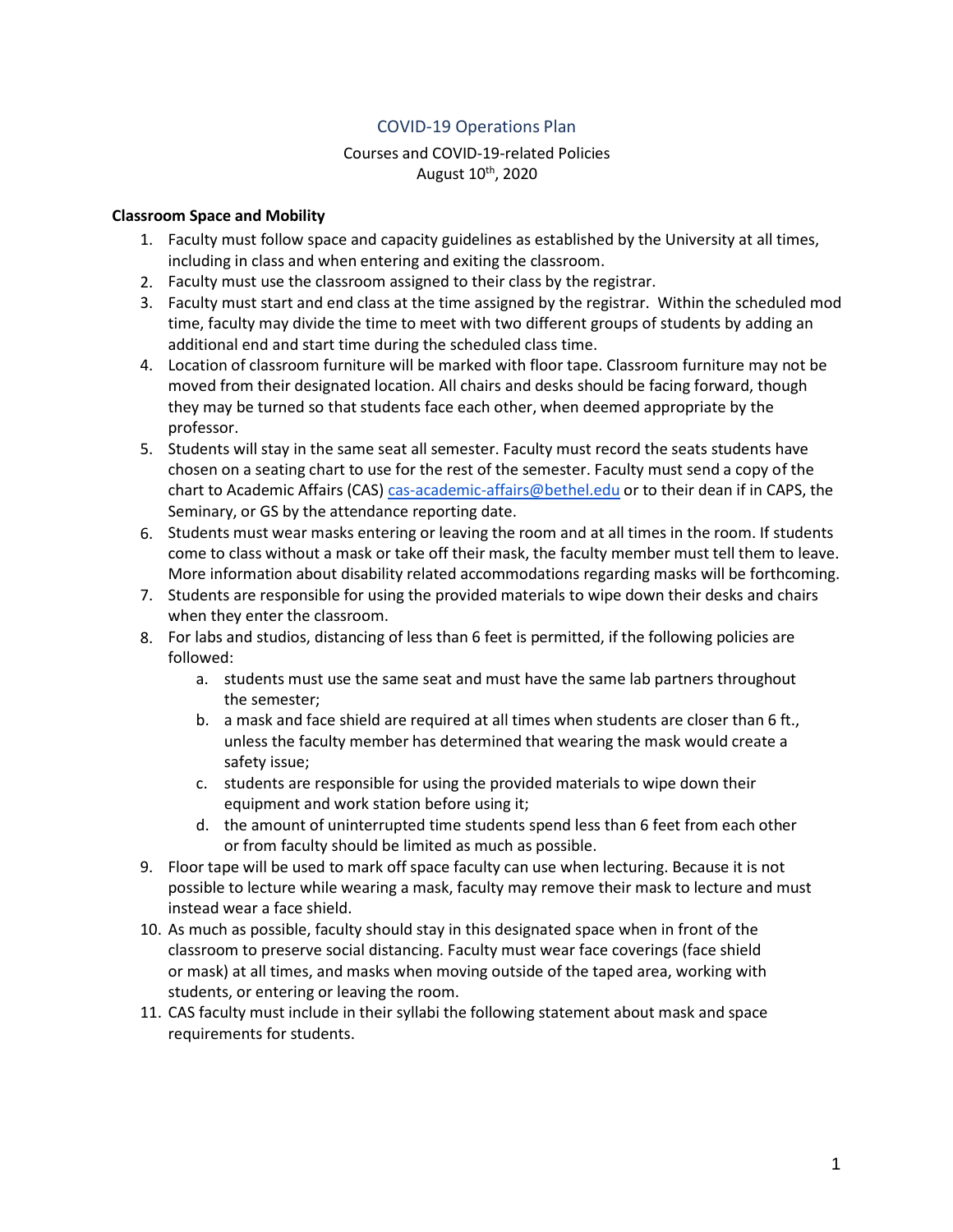# COVID-19 Operations Plan

Courses and COVID-19-related Policies
August 10th, 2020

**Classroom Space and Mobility**

1. Faculty must follow space and capacity guidelines as established by the University at all times, including in class and when entering and exiting the classroom.
2. Faculty must use the classroom assigned to their class by the registrar.
3. Faculty must start and end class at the time assigned by the registrar. Within the scheduled mod time, faculty may divide the time to meet with two different groups of students by adding an additional end and start time during the scheduled class time.
4. Location of classroom furniture will be marked with floor tape. Classroom furniture may not be moved from their designated location. All chairs and desks should be facing forward, though they may be turned so that students face each other, when deemed appropriate by the professor.
5. Students will stay in the same seat all semester. Faculty must record the seats students have chosen on a seating chart to use for the rest of the semester. Faculty must send a copy of the chart to Academic Affairs (CAS) cas-academic-affairs@bethel.edu or to their dean if in CAPS, the Seminary, or GS by the attendance reporting date.
6. Students must wear masks entering or leaving the room and at all times in the room. If students come to class without a mask or take off their mask, the faculty member must tell them to leave. More information about disability related accommodations regarding masks will be forthcoming.
7. Students are responsible for using the provided materials to wipe down their desks and chairs when they enter the classroom.
8. For labs and studios, distancing of less than 6 feet is permitted, if the following policies are followed:
   a. students must use the same seat and must have the same lab partners throughout the semester;
   b. a mask and face shield are required at all times when students are closer than 6 ft., unless the faculty member has determined that wearing the mask would create a safety issue;
   c. students are responsible for using the provided materials to wipe down their equipment and work station before using it;
   d. the amount of uninterrupted time students spend less than 6 feet from each other or from faculty should be limited as much as possible.
9. Floor tape will be used to mark off space faculty can use when lecturing. Because it is not possible to lecture while wearing a mask, faculty may remove their mask to lecture and must instead wear a face shield.
10. As much as possible, faculty should stay in this designated space when in front of the classroom to preserve social distancing. Faculty must wear face coverings (face shield or mask) at all times, and masks when moving outside of the taped area, working with students, or entering or leaving the room.
11. CAS faculty must include in their syllabi the following statement about mask and space requirements for students.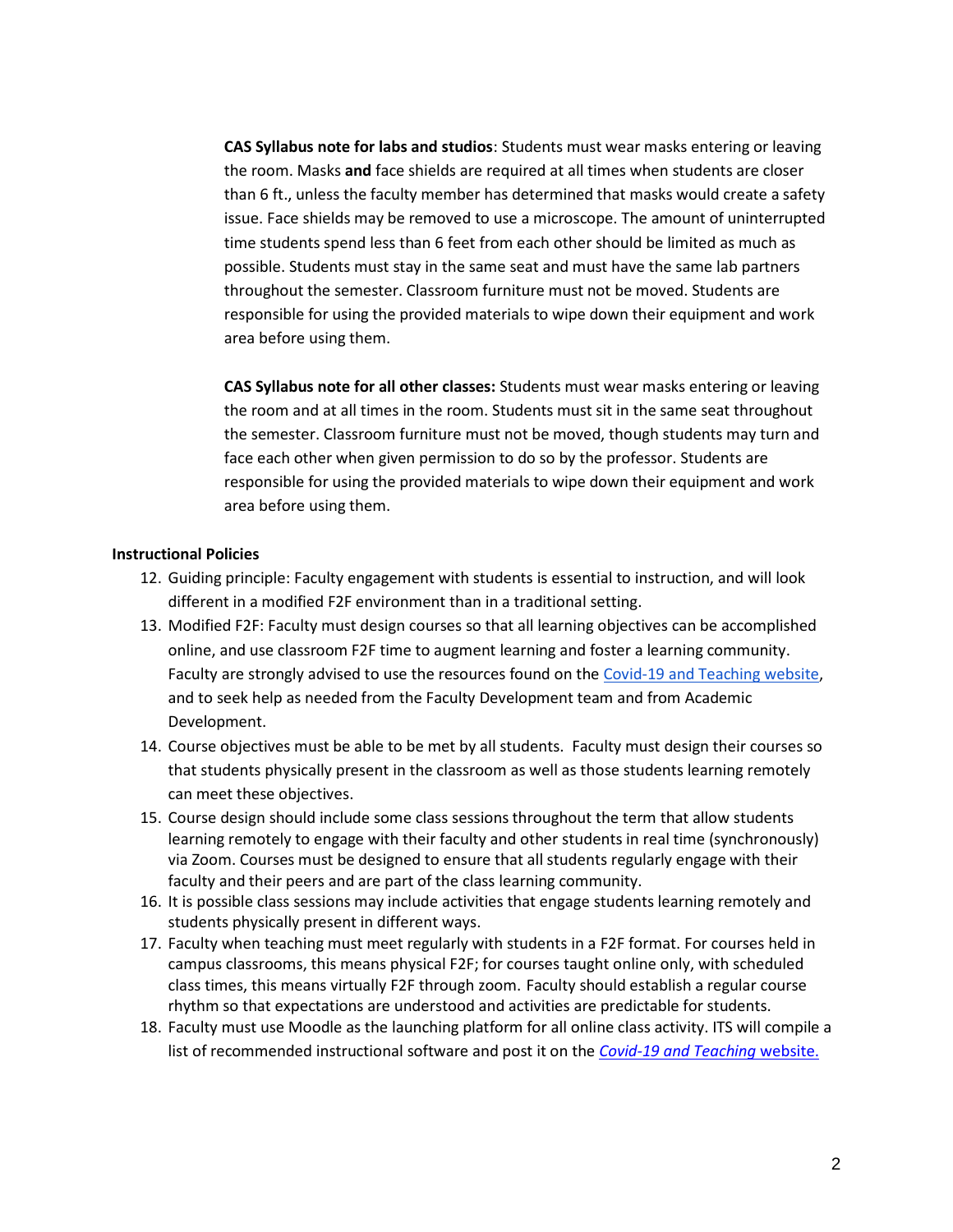**CAS Syllabus note for labs and studios**: Students must wear masks entering or leaving the room. Masks **and** face shields are required at all times when students are closer than 6 ft., unless the faculty member has determined that masks would create a safety issue. Face shields may be removed to use a microscope. The amount of uninterrupted time students spend less than 6 feet from each other should be limited as much as possible. Students must stay in the same seat and must have the same lab partners throughout the semester. Classroom furniture must not be moved. Students are responsible for using the provided materials to wipe down their equipment and work area before using them.

**CAS Syllabus note for all other classes:** Students must wear masks entering or leaving the room and at all times in the room. Students must sit in the same seat throughout the semester. Classroom furniture must not be moved, though students may turn and face each other when given permission to do so by the professor. Students are responsible for using the provided materials to wipe down their equipment and work area before using them.

**Instructional Policies**

12. Guiding principle: Faculty engagement with students is essential to instruction, and will look different in a modified F2F environment than in a traditional setting.
13. Modified F2F: Faculty must design courses so that all learning objectives can be accomplished online, and use classroom F2F time to augment learning and foster a learning community. Faculty are strongly advised to use the resources found on the Covid-19 and Teaching website, and to seek help as needed from the Faculty Development team and from Academic Development.
14. Course objectives must be able to be met by all students. Faculty must design their courses so that students physically present in the classroom as well as those students learning remotely can meet these objectives.
15. Course design should include some class sessions throughout the term that allow students learning remotely to engage with their faculty and other students in real time (synchronously) via Zoom. Courses must be designed to ensure that all students regularly engage with their faculty and their peers and are part of the class learning community.
16. It is possible class sessions may include activities that engage students learning remotely and students physically present in different ways.
17. Faculty when teaching must meet regularly with students in a F2F format. For courses held in campus classrooms, this means physical F2F; for courses taught online only, with scheduled class times, this means virtually F2F through zoom. Faculty should establish a regular course rhythm so that expectations are understood and activities are predictable for students.
18. Faculty must use Moodle as the launching platform for all online class activity. ITS will compile a list of recommended instructional software and post it on the *Covid-19 and Teaching* website.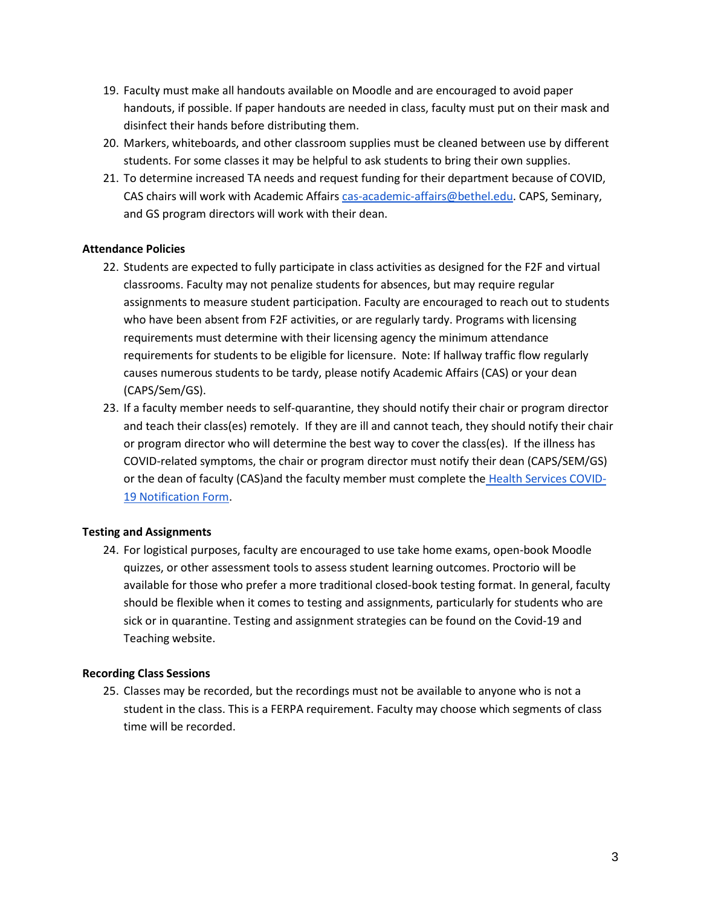19. Faculty must make all handouts available on Moodle and are encouraged to avoid paper handouts, if possible. If paper handouts are needed in class, faculty must put on their mask and disinfect their hands before distributing them.
20. Markers, whiteboards, and other classroom supplies must be cleaned between use by different students. For some classes it may be helpful to ask students to bring their own supplies.
21. To determine increased TA needs and request funding for their department because of COVID, CAS chairs will work with Academic Affairs cas-academic-affairs@bethel.edu. CAPS, Seminary, and GS program directors will work with their dean.

**Attendance Policies**

22. Students are expected to fully participate in class activities as designed for the F2F and virtual classrooms. Faculty may not penalize students for absences, but may require regular assignments to measure student participation. Faculty are encouraged to reach out to students who have been absent from F2F activities, or are regularly tardy. Programs with licensing requirements must determine with their licensing agency the minimum attendance requirements for students to be eligible for licensure. Note: If hallway traffic flow regularly causes numerous students to be tardy, please notify Academic Affairs (CAS) or your dean (CAPS/Sem/GS).
23. If a faculty member needs to self-quarantine, they should notify their chair or program director and teach their class(es) remotely. If they are ill and cannot teach, they should notify their chair or program director who will determine the best way to cover the class(es). If the illness has COVID-related symptoms, the chair or program director must notify their dean (CAPS/SEM/GS) or the dean of faculty (CAS)and the faculty member must complete the Health Services COVID-19 Notification Form.

**Testing and Assignments**

24. For logistical purposes, faculty are encouraged to use take home exams, open-book Moodle quizzes, or other assessment tools to assess student learning outcomes. Proctorio will be available for those who prefer a more traditional closed-book testing format. In general, faculty should be flexible when it comes to testing and assignments, particularly for students who are sick or in quarantine. Testing and assignment strategies can be found on the Covid-19 and Teaching website.

**Recording Class Sessions**

25. Classes may be recorded, but the recordings must not be available to anyone who is not a student in the class. This is a FERPA requirement. Faculty may choose which segments of class time will be recorded.